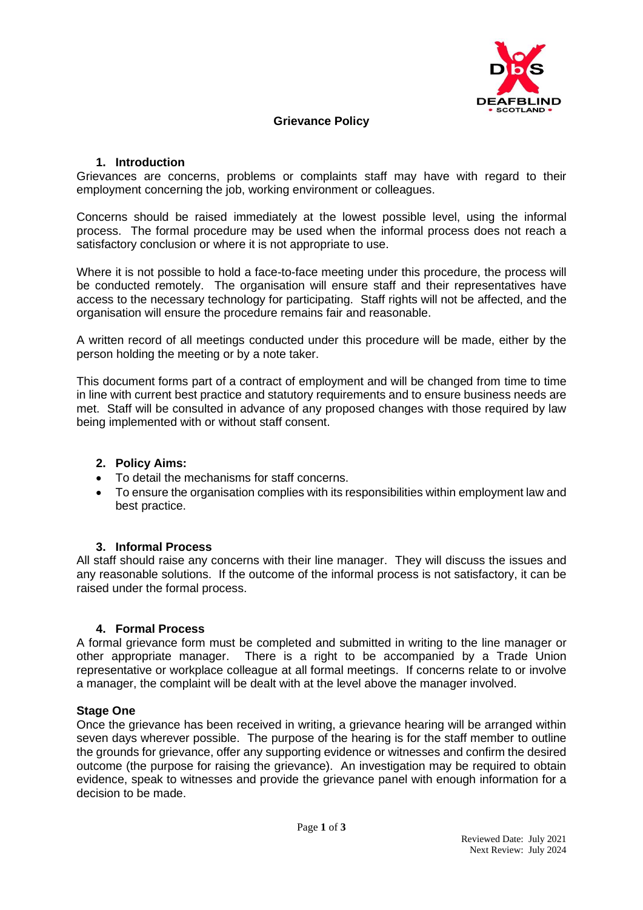# Grievance Policy

## 1. Introduction

Grievances are concerns, problems or complaints staff may have with regard to their employment concerning the job, working environment or colleagues.

Concerns should be raised immediately at the lowest possible level, using the informal process. The formal procedure may be used when the informal process does not reach a satisfactory conclusion or where it is not appropriate to use.

Where it is not possible to hold a face-to-face meeting under this procedure, the process will be conducted remotely. The organisation will ensure staff and their representatives have access to the necessary technology for participating. Staff rights will not be affected, and the organisation will ensure the procedure remains fair and reasonable.

A written record of all meetings conducted under this procedure will be made, either by the person holding the meeting or by a note taker.

This document forms part of a contract of employment and will be changed from time to time in line with current best practice and statutory requirements and to ensure business needs are met. Staff will be consulted in advance of any proposed changes with those required by law being implemented with or without staff consent.

## 2. Policy Aims:

- To detail the mechanisms for staff concerns.
- To ensure the organisation complies with its responsibilities within employment law and best practice.

## 3. Informal Process

All staff should raise any concerns with their line manager. They will discuss the issues and any reasonable solutions. If the outcome of the informal process is not satisfactory, it can be raised under the formal process.

## 4. Formal Process

A formal grievance form must be completed and submitted in writing to the line manager or other appropriate manager. There is a right to be accompanied by a Trade Union representative or workplace colleague at all formal meetings. If concerns relate to or involve a manager, the complaint will be dealt with at the level above the manager involved.

### Stage One

Once the grievance has been received in writing, a grievance hearing will be arranged within seven days wherever possible. The purpose of the hearing is for the staff member to outline the grounds for grievance, offer any supporting evidence or witnesses and confirm the desired outcome (the purpose for raising the grievance). An investigation may be required to obtain evidence, speak to witnesses and provide the grievance panel with enough information for a decision to be made.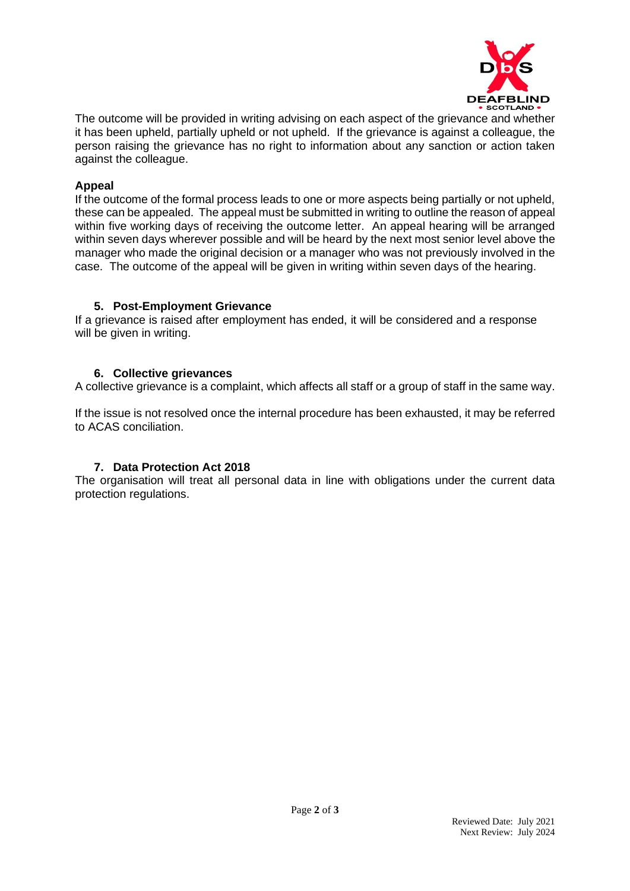The outcome will be provided in writing advising on each aspect of the grievance and whether it has been upheld, partially upheld or not upheld. If the grievance is against a colleague, the person raising the grievance has no right to information about any sanction or action taken against the colleague.

**Appeal**

If the outcome of the formal process leads to one or more aspects being partially or not upheld, these can be appealed. The appeal must be submitted in writing to outline the reason of appeal within five working days of receiving the outcome letter. An appeal hearing will be arranged within seven days wherever possible and will be heard by the next most senior level above the manager who made the original decision or a manager who was not previously involved in the case. The outcome of the appeal will be given in writing within seven days of the hearing.

## 5. Post-Employment Grievance

If a grievance is raised after employment has ended, it will be considered and a response will be given in writing.

## 6. Collective grievances

A collective grievance is a complaint, which affects all staff or a group of staff in the same way.

If the issue is not resolved once the internal procedure has been exhausted, it may be referred to ACAS conciliation.

## 7. Data Protection Act 2018

The organisation will treat all personal data in line with obligations under the current data protection regulations.

Reviewed Date: July 2021
Next Review: July 2024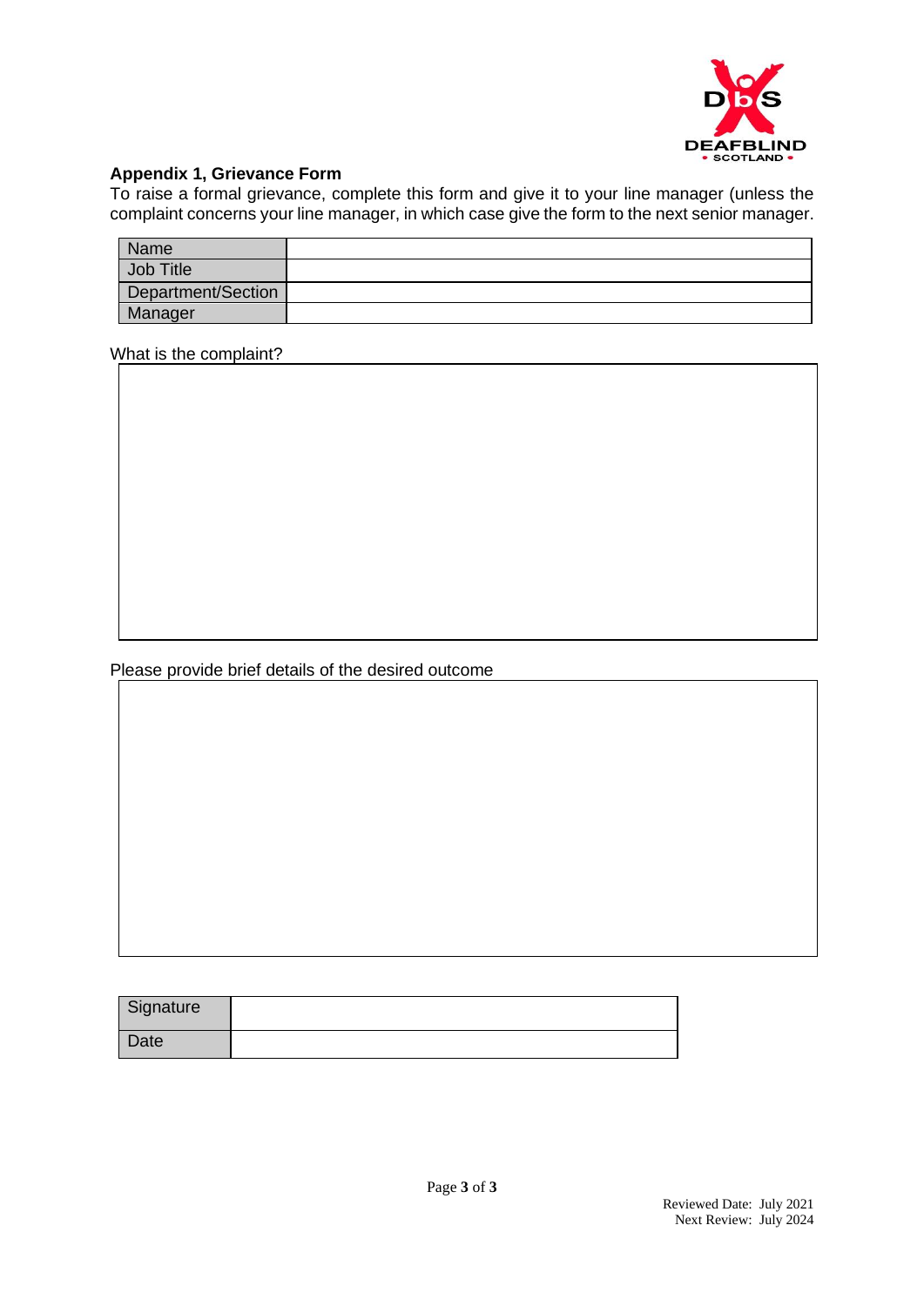**Appendix 1, Grievance Form**

To raise a formal grievance, complete this form and give it to your line manager (unless the complaint concerns your line manager, in which case give the form to the next senior manager.

| | |
|---|---|
| Name | |
| Job Title | |
| Department/Section | |
| Manager | |

What is the complaint?

| |
|---|
| |

Please provide brief details of the desired outcome

| |
|---|
| |

| | |
|---|---|
| Signature | |
| Date | |

Reviewed Date: July 2021
Next Review: July 2024